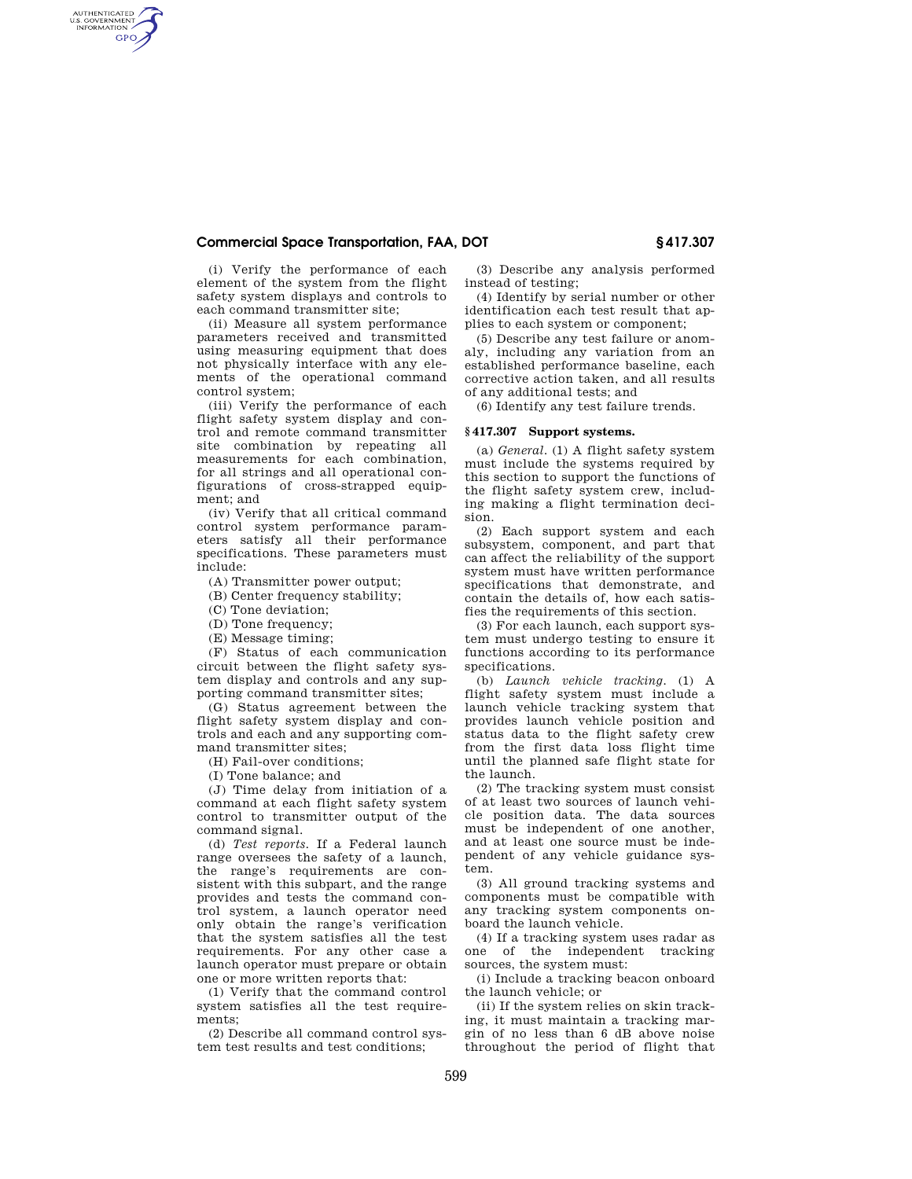(i) Verify the performance of each element of the system from the flight safety system displays and controls to each command transmitter site;

(ii) Measure all system performance parameters received and transmitted using measuring equipment that does not physically interface with any elements of the operational command control system;

(iii) Verify the performance of each flight safety system display and control and remote command transmitter site combination by repeating all measurements for each combination, for all strings and all operational configurations of cross-strapped equipment; and

(iv) Verify that all critical command control system performance parameters satisfy all their performance specifications. These parameters must include:

(A) Transmitter power output;

(B) Center frequency stability;

(C) Tone deviation;

(D) Tone frequency;

(E) Message timing;

(F) Status of each communication circuit between the flight safety system display and controls and any supporting command transmitter sites;

(G) Status agreement between the flight safety system display and controls and each and any supporting command transmitter sites;

(H) Fail-over conditions;

(I) Tone balance; and

(J) Time delay from initiation of a command at each flight safety system control to transmitter output of the command signal.

(d) *Test reports.* If a Federal launch range oversees the safety of a launch, the range's requirements are consistent with this subpart, and the range provides and tests the command control system, a launch operator need only obtain the range's verification that the system satisfies all the test requirements. For any other case a launch operator must prepare or obtain one or more written reports that:

(1) Verify that the command control system satisfies all the test requirements;

(2) Describe all command control system test results and test conditions;

(3) Describe any analysis performed instead of testing;

(4) Identify by serial number or other identification each test result that applies to each system or component;

(5) Describe any test failure or anomaly, including any variation from an established performance baseline, each corrective action taken, and all results of any additional tests; and

(6) Identify any test failure trends.

## § 417.307 Support systems.

(a) *General.* (1) A flight safety system must include the systems required by this section to support the functions of the flight safety system crew, including making a flight termination decision.

(2) Each support system and each subsystem, component, and part that can affect the reliability of the support system must have written performance specifications that demonstrate, and contain the details of, how each satisfies the requirements of this section.

(3) For each launch, each support system must undergo testing to ensure it functions according to its performance specifications.

(b) *Launch vehicle tracking.* (1) A flight safety system must include a launch vehicle tracking system that provides launch vehicle position and status data to the flight safety crew from the first data loss flight time until the planned safe flight state for the launch.

(2) The tracking system must consist of at least two sources of launch vehicle position data. The data sources must be independent of one another, and at least one source must be independent of any vehicle guidance system.

(3) All ground tracking systems and components must be compatible with any tracking system components onboard the launch vehicle.

(4) If a tracking system uses radar as one of the independent tracking sources, the system must:

(i) Include a tracking beacon onboard the launch vehicle; or

(ii) If the system relies on skin tracking, it must maintain a tracking margin of no less than 6 dB above noise throughout the period of flight that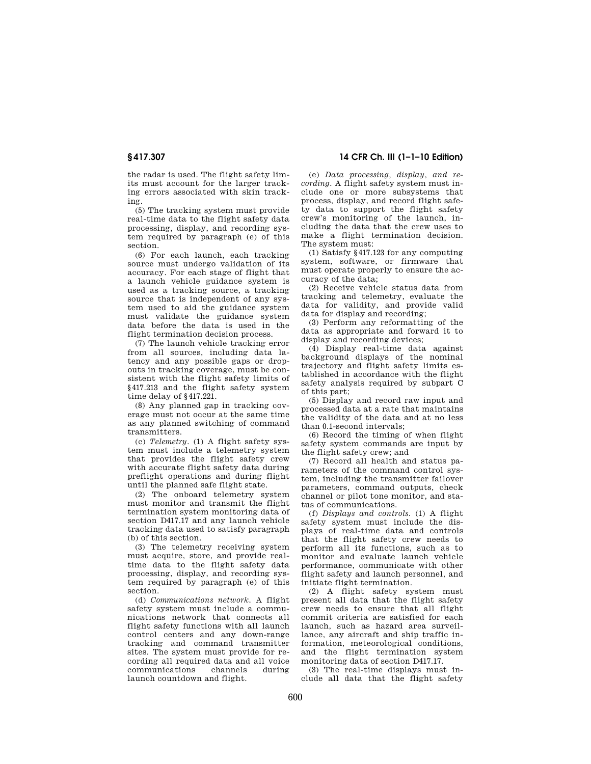the radar is used. The flight safety limits must account for the larger tracking errors associated with skin tracking.

(5) The tracking system must provide real-time data to the flight safety data processing, display, and recording system required by paragraph (e) of this section.

(6) For each launch, each tracking source must undergo validation of its accuracy. For each stage of flight that a launch vehicle guidance system is used as a tracking source, a tracking source that is independent of any system used to aid the guidance system must validate the guidance system data before the data is used in the flight termination decision process.

(7) The launch vehicle tracking error from all sources, including data latency and any possible gaps or dropouts in tracking coverage, must be consistent with the flight safety limits of §417.213 and the flight safety system time delay of §417.221.

(8) Any planned gap in tracking coverage must not occur at the same time as any planned switching of command transmitters.

(c) *Telemetry.* (1) A flight safety system must include a telemetry system that provides the flight safety crew with accurate flight safety data during preflight operations and during flight until the planned safe flight state.

(2) The onboard telemetry system must monitor and transmit the flight termination system monitoring data of section D417.17 and any launch vehicle tracking data used to satisfy paragraph (b) of this section.

(3) The telemetry receiving system must acquire, store, and provide real-time data to the flight safety data processing, display, and recording system required by paragraph (e) of this section.

(d) *Communications network.* A flight safety system must include a communications network that connects all flight safety functions with all launch control centers and any down-range tracking and command transmitter sites. The system must provide for recording all required data and all voice communications channels during launch countdown and flight.

(e) *Data processing, display, and recording.* A flight safety system must include one or more subsystems that process, display, and record flight safety data to support the flight safety crew's monitoring of the launch, including the data that the crew uses to make a flight termination decision. The system must:

(1) Satisfy §417.123 for any computing system, software, or firmware that must operate properly to ensure the accuracy of the data;

(2) Receive vehicle status data from tracking and telemetry, evaluate the data for validity, and provide valid data for display and recording;

(3) Perform any reformatting of the data as appropriate and forward it to display and recording devices;

(4) Display real-time data against background displays of the nominal trajectory and flight safety limits established in accordance with the flight safety analysis required by subpart C of this part;

(5) Display and record raw input and processed data at a rate that maintains the validity of the data and at no less than 0.1-second intervals;

(6) Record the timing of when flight safety system commands are input by the flight safety crew; and

(7) Record all health and status parameters of the command control system, including the transmitter failover parameters, command outputs, check channel or pilot tone monitor, and status of communications.

(f) *Displays and controls.* (1) A flight safety system must include the displays of real-time data and controls that the flight safety crew needs to perform all its functions, such as to monitor and evaluate launch vehicle performance, communicate with other flight safety and launch personnel, and initiate flight termination.

(2) A flight safety system must present all data that the flight safety crew needs to ensure that all flight commit criteria are satisfied for each launch, such as hazard area surveillance, any aircraft and ship traffic information, meteorological conditions, and the flight termination system monitoring data of section D417.17.

(3) The real-time displays must include all data that the flight safety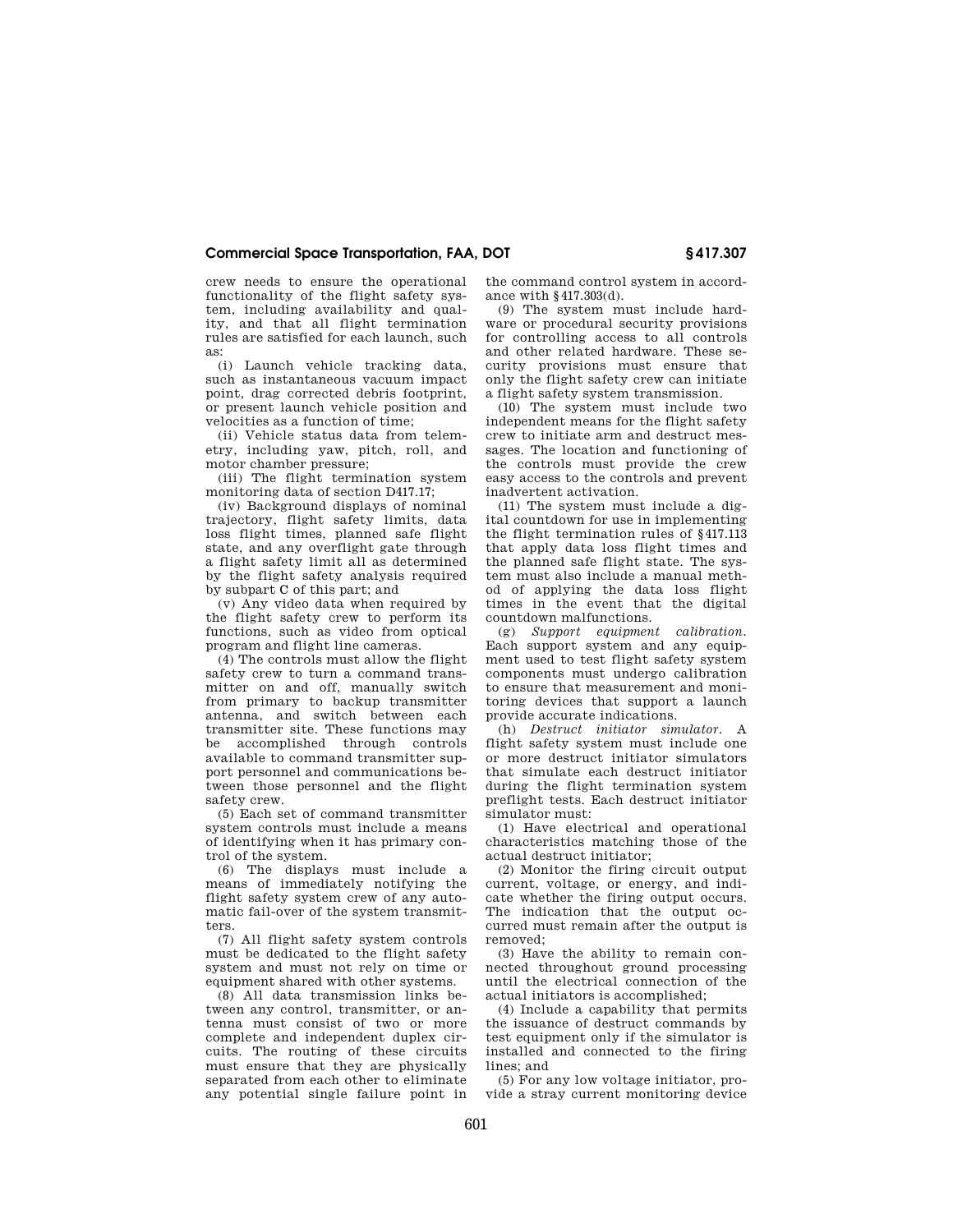crew needs to ensure the operational functionality of the flight safety system, including availability and quality, and that all flight termination rules are satisfied for each launch, such as:

(i) Launch vehicle tracking data, such as instantaneous vacuum impact point, drag corrected debris footprint, or present launch vehicle position and velocities as a function of time;

(ii) Vehicle status data from telemetry, including yaw, pitch, roll, and motor chamber pressure;

(iii) The flight termination system monitoring data of section D417.17;

(iv) Background displays of nominal trajectory, flight safety limits, data loss flight times, planned safe flight state, and any overflight gate through a flight safety limit all as determined by the flight safety analysis required by subpart C of this part; and

(v) Any video data when required by the flight safety crew to perform its functions, such as video from optical program and flight line cameras.

(4) The controls must allow the flight safety crew to turn a command transmitter on and off, manually switch from primary to backup transmitter antenna, and switch between each transmitter site. These functions may be accomplished through controls available to command transmitter support personnel and communications between those personnel and the flight safety crew.

(5) Each set of command transmitter system controls must include a means of identifying when it has primary control of the system.

(6) The displays must include a means of immediately notifying the flight safety system crew of any automatic fail-over of the system transmitters.

(7) All flight safety system controls must be dedicated to the flight safety system and must not rely on time or equipment shared with other systems.

(8) All data transmission links between any control, transmitter, or antenna must consist of two or more complete and independent duplex circuits. The routing of these circuits must ensure that they are physically separated from each other to eliminate any potential single failure point in the command control system in accordance with §417.303(d).

(9) The system must include hardware or procedural security provisions for controlling access to all controls and other related hardware. These security provisions must ensure that only the flight safety crew can initiate a flight safety system transmission.

(10) The system must include two independent means for the flight safety crew to initiate arm and destruct messages. The location and functioning of the controls must provide the crew easy access to the controls and prevent inadvertent activation.

(11) The system must include a digital countdown for use in implementing the flight termination rules of §417.113 that apply data loss flight times and the planned safe flight state. The system must also include a manual method of applying the data loss flight times in the event that the digital countdown malfunctions.

(g) *Support equipment calibration*. Each support system and any equipment used to test flight safety system components must undergo calibration to ensure that measurement and monitoring devices that support a launch provide accurate indications.

(h) *Destruct initiator simulator*. A flight safety system must include one or more destruct initiator simulators that simulate each destruct initiator during the flight termination system preflight tests. Each destruct initiator simulator must:

(1) Have electrical and operational characteristics matching those of the actual destruct initiator;

(2) Monitor the firing circuit output current, voltage, or energy, and indicate whether the firing output occurs. The indication that the output occurred must remain after the output is removed;

(3) Have the ability to remain connected throughout ground processing until the electrical connection of the actual initiators is accomplished;

(4) Include a capability that permits the issuance of destruct commands by test equipment only if the simulator is installed and connected to the firing lines; and

(5) For any low voltage initiator, provide a stray current monitoring device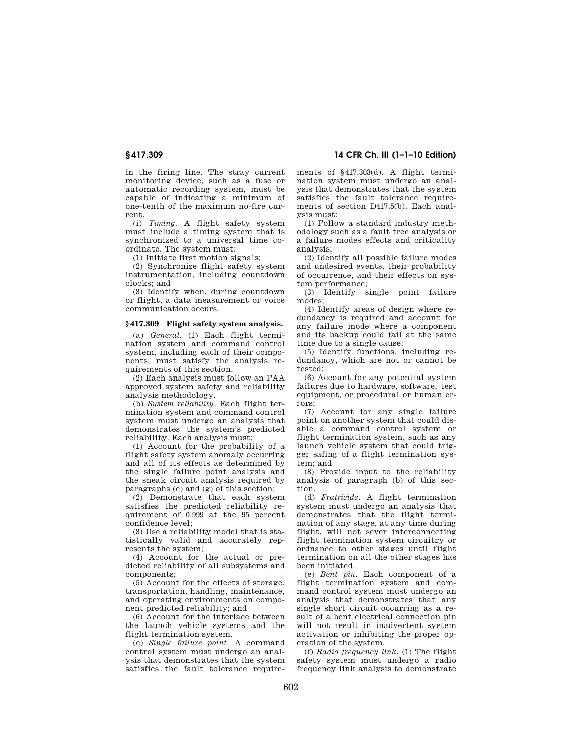in the firing line. The stray current monitoring device, such as a fuse or automatic recording system, must be capable of indicating a minimum of one-tenth of the maximum no-fire current.

(i) *Timing.* A flight safety system must include a timing system that is synchronized to a universal time coordinate. The system must:

(1) Initiate first motion signals;

(2) Synchronize flight safety system instrumentation, including countdown clocks; and

(3) Identify when, during countdown or flight, a data measurement or voice communication occurs.

### §417.309 Flight safety system analysis.

(a) *General.* (1) Each flight termination system and command control system, including each of their components, must satisfy the analysis requirements of this section.

(2) Each analysis must follow an FAA approved system safety and reliability analysis methodology.

(b) *System reliability.* Each flight termination system and command control system must undergo an analysis that demonstrates the system's predicted reliability. Each analysis must:

(1) Account for the probability of a flight safety system anomaly occurring and all of its effects as determined by the single failure point analysis and the sneak circuit analysis required by paragraphs (c) and (g) of this section;

(2) Demonstrate that each system satisfies the predicted reliability requirement of 0.999 at the 95 percent confidence level;

(3) Use a reliability model that is statistically valid and accurately represents the system;

(4) Account for the actual or predicted reliability of all subsystems and components;

(5) Account for the effects of storage, transportation, handling, maintenance, and operating environments on component predicted reliability; and

(6) Account for the interface between the launch vehicle systems and the flight termination system.

(c) *Single failure point.* A command control system must undergo an analysis that demonstrates that the system satisfies the fault tolerance requirements of §417.303(d). A flight termination system must undergo an analysis that demonstrates that the system satisfies the fault tolerance requirements of section D417.5(b). Each analysis must:

(1) Follow a standard industry methodology such as a fault tree analysis or a failure modes effects and criticality analysis;

(2) Identify all possible failure modes and undesired events, their probability of occurrence, and their effects on system performance;

(3) Identify single point failure modes;

(4) Identify areas of design where redundancy is required and account for any failure mode where a component and its backup could fail at the same time due to a single cause;

(5) Identify functions, including redundancy, which are not or cannot be tested;

(6) Account for any potential system failures due to hardware, software, test equipment, or procedural or human errors;

(7) Account for any single failure point on another system that could disable a command control system or flight termination system, such as any launch vehicle system that could trigger safing of a flight termination system; and

(8) Provide input to the reliability analysis of paragraph (b) of this section.

(d) *Fratricide.* A flight termination system must undergo an analysis that demonstrates that the flight termination of any stage, at any time during flight, will not sever interconnecting flight termination system circuitry or ordnance to other stages until flight termination on all the other stages has been initiated.

(e) *Bent pin.* Each component of a flight termination system and command control system must undergo an analysis that demonstrates that any single short circuit occurring as a result of a bent electrical connection pin will not result in inadvertent system activation or inhibiting the proper operation of the system.

(f) *Radio frequency link.* (1) The flight safety system must undergo a radio frequency link analysis to demonstrate